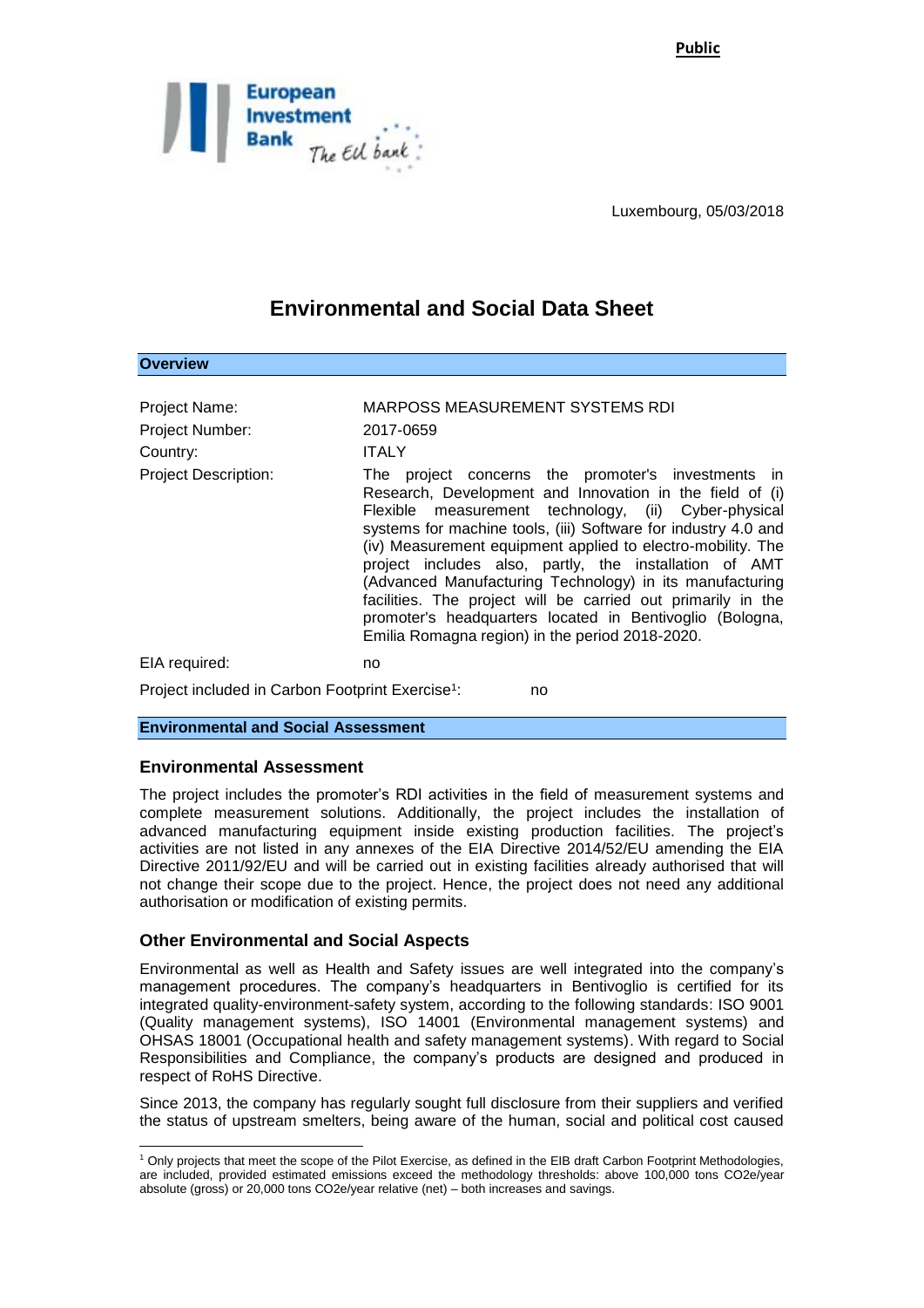**Public**

European Investment Bank — The EU bank

Luxembourg, 05/03/2018

# Environmental and Social Data Sheet

## Overview

| | |
|---|---|
| Project Name: | MARPOSS MEASUREMENT SYSTEMS RDI |
| Project Number: | 2017-0659 |
| Country: | ITALY |
| Project Description: | The project concerns the promoter's investments in Research, Development and Innovation in the field of (i) Flexible measurement technology, (ii) Cyber-physical systems for machine tools, (iii) Software for industry 4.0 and (iv) Measurement equipment applied to electro-mobility. The project includes also, partly, the installation of AMT (Advanced Manufacturing Technology) in its manufacturing facilities. The project will be carried out primarily in the promoter's headquarters located in Bentivoglio (Bologna, Emilia Romagna region) in the period 2018-2020. |
| EIA required: | no |
| Project included in Carbon Footprint Exercise[1]: | no |

## Environmental and Social Assessment

### Environmental Assessment

The project includes the promoter's RDI activities in the field of measurement systems and complete measurement solutions. Additionally, the project includes the installation of advanced manufacturing equipment inside existing production facilities. The project's activities are not listed in any annexes of the EIA Directive 2014/52/EU amending the EIA Directive 2011/92/EU and will be carried out in existing facilities already authorised that will not change their scope due to the project. Hence, the project does not need any additional authorisation or modification of existing permits.

### Other Environmental and Social Aspects

Environmental as well as Health and Safety issues are well integrated into the company's management procedures. The company's headquarters in Bentivoglio is certified for its integrated quality-environment-safety system, according to the following standards: ISO 9001 (Quality management systems), ISO 14001 (Environmental management systems) and OHSAS 18001 (Occupational health and safety management systems). With regard to Social Responsibilities and Compliance, the company's products are designed and produced in respect of RoHS Directive.

Since 2013, the company has regularly sought full disclosure from their suppliers and verified the status of upstream smelters, being aware of the human, social and political cost caused

[1] Only projects that meet the scope of the Pilot Exercise, as defined in the EIB draft Carbon Footprint Methodologies, are included, provided estimated emissions exceed the methodology thresholds: above 100,000 tons CO2e/year absolute (gross) or 20,000 tons CO2e/year relative (net) – both increases and savings.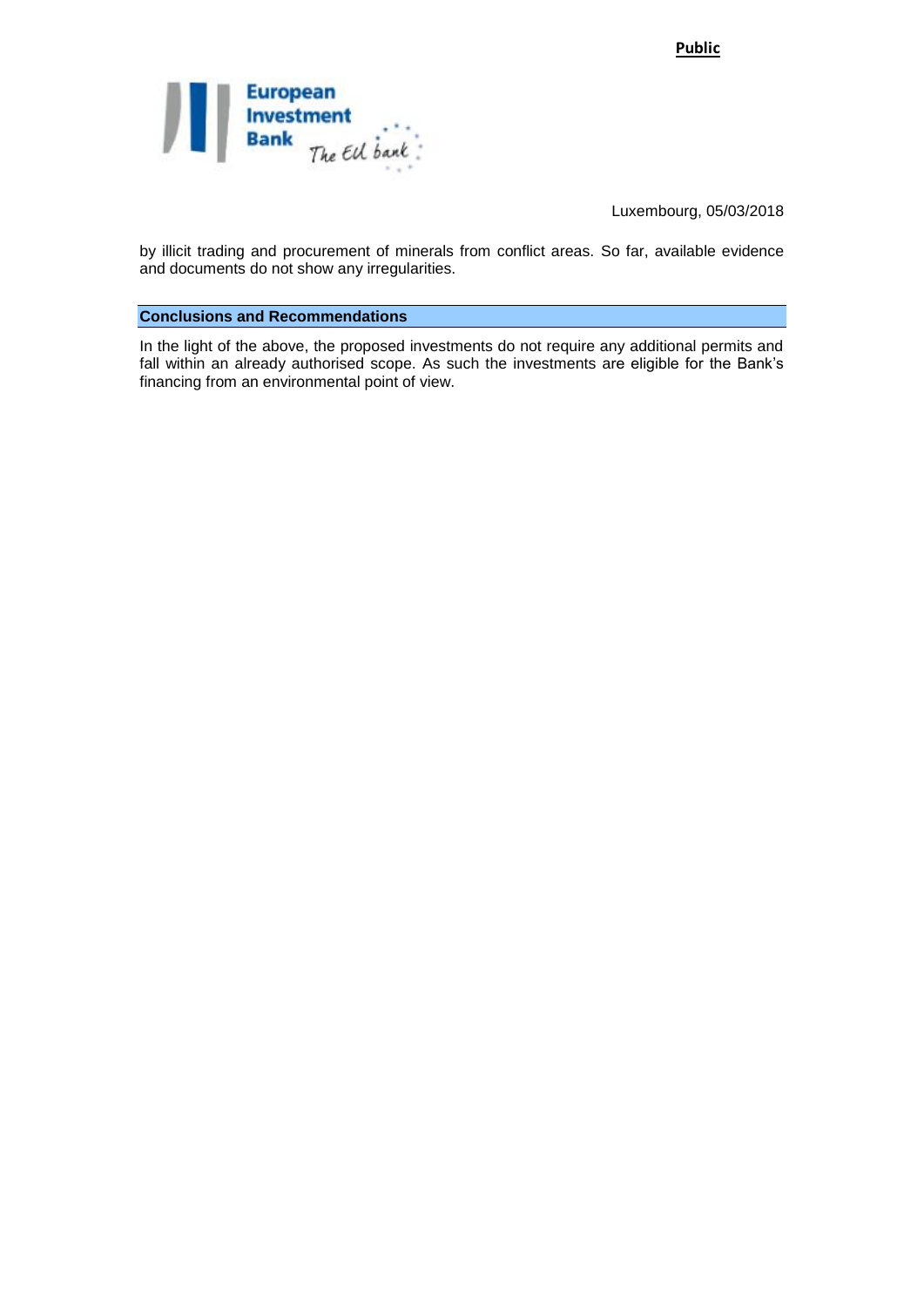by illicit trading and procurement of minerals from conflict areas. So far, available evidence and documents do not show any irregularities.

## Conclusions and Recommendations

In the light of the above, the proposed investments do not require any additional permits and fall within an already authorised scope. As such the investments are eligible for the Bank's financing from an environmental point of view.